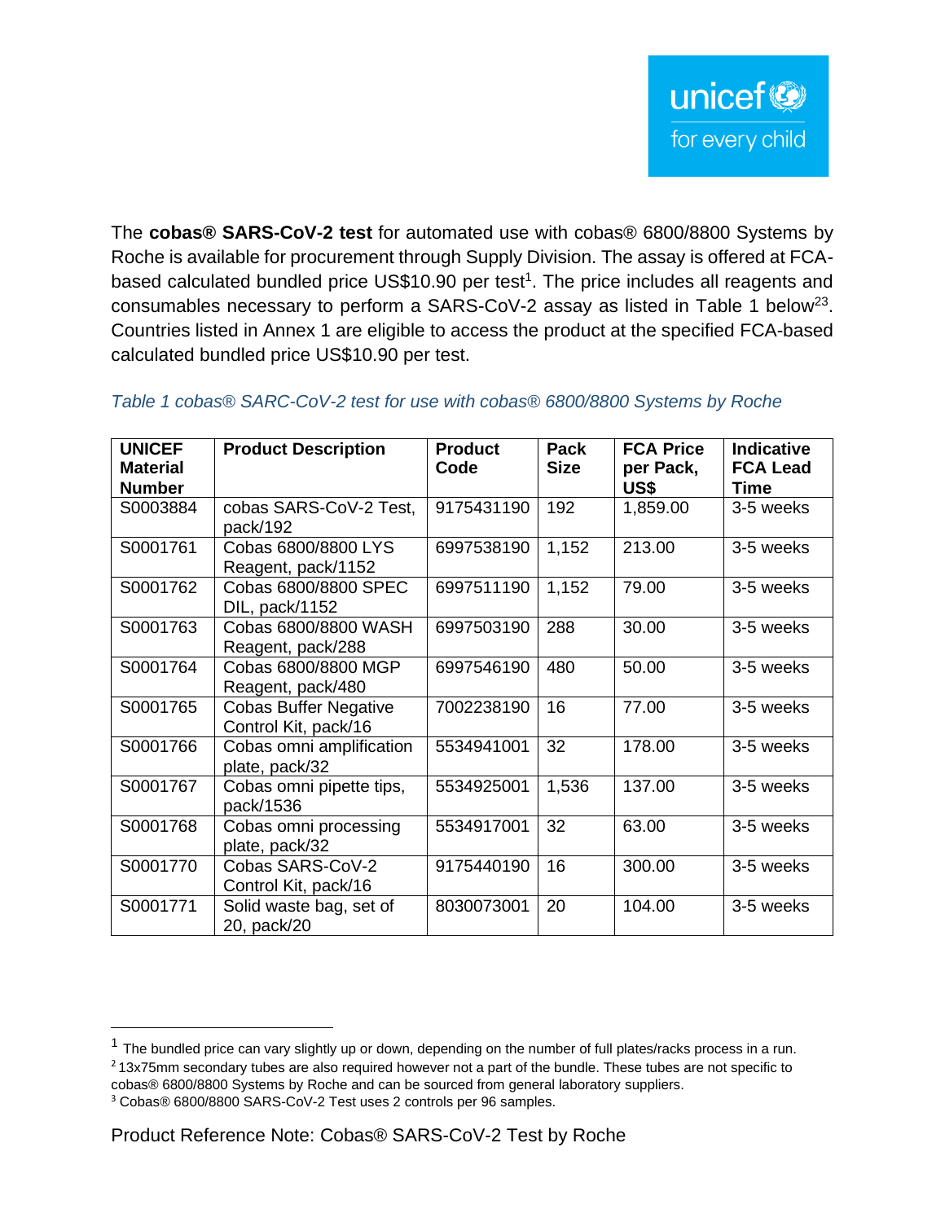The **cobas® SARS-CoV-2 test** for automated use with cobas® 6800/8800 Systems by Roche is available for procurement through Supply Division. The assay is offered at FCA-based calculated bundled price US$10.90 per test[1]. The price includes all reagents and consumables necessary to perform a SARS-CoV-2 assay as listed in Table 1 below[2][3]. Countries listed in Annex 1 are eligible to access the product at the specified FCA-based calculated bundled price US$10.90 per test.

*Table 1 cobas® SARC-CoV-2 test for use with cobas® 6800/8800 Systems by Roche*

| UNICEF Material Number | Product Description | Product Code | Pack Size | FCA Price per Pack, US$ | Indicative FCA Lead Time |
|---|---|---|---|---|---|
| S0003884 | cobas SARS-CoV-2 Test, pack/192 | 9175431190 | 192 | 1,859.00 | 3-5 weeks |
| S0001761 | Cobas 6800/8800 LYS Reagent, pack/1152 | 6997538190 | 1,152 | 213.00 | 3-5 weeks |
| S0001762 | Cobas 6800/8800 SPEC DIL, pack/1152 | 6997511190 | 1,152 | 79.00 | 3-5 weeks |
| S0001763 | Cobas 6800/8800 WASH Reagent, pack/288 | 6997503190 | 288 | 30.00 | 3-5 weeks |
| S0001764 | Cobas 6800/8800 MGP Reagent, pack/480 | 6997546190 | 480 | 50.00 | 3-5 weeks |
| S0001765 | Cobas Buffer Negative Control Kit, pack/16 | 7002238190 | 16 | 77.00 | 3-5 weeks |
| S0001766 | Cobas omni amplification plate, pack/32 | 5534941001 | 32 | 178.00 | 3-5 weeks |
| S0001767 | Cobas omni pipette tips, pack/1536 | 5534925001 | 1,536 | 137.00 | 3-5 weeks |
| S0001768 | Cobas omni processing plate, pack/32 | 5534917001 | 32 | 63.00 | 3-5 weeks |
| S0001770 | Cobas SARS-CoV-2 Control Kit, pack/16 | 9175440190 | 16 | 300.00 | 3-5 weeks |
| S0001771 | Solid waste bag, set of 20, pack/20 | 8030073001 | 20 | 104.00 | 3-5 weeks |

[1] The bundled price can vary slightly up or down, depending on the number of full plates/racks process in a run.

[2] 13x75mm secondary tubes are also required however not a part of the bundle. These tubes are not specific to cobas® 6800/8800 Systems by Roche and can be sourced from general laboratory suppliers.

[3] Cobas® 6800/8800 SARS-CoV-2 Test uses 2 controls per 96 samples.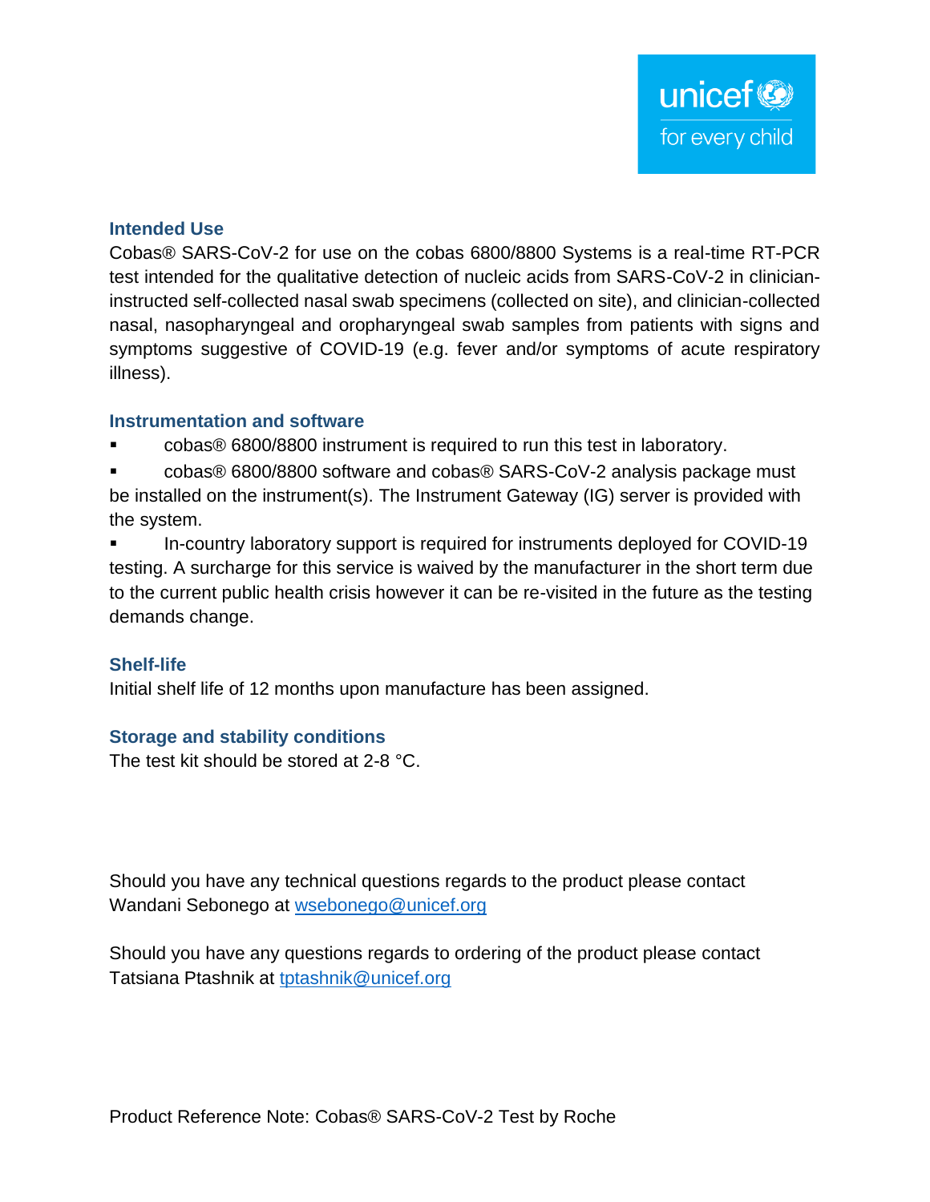## Intended Use

Cobas® SARS-CoV-2 for use on the cobas 6800/8800 Systems is a real-time RT-PCR test intended for the qualitative detection of nucleic acids from SARS-CoV-2 in clinician-instructed self-collected nasal swab specimens (collected on site), and clinician-collected nasal, nasopharyngeal and oropharyngeal swab samples from patients with signs and symptoms suggestive of COVID-19 (e.g. fever and/or symptoms of acute respiratory illness).

## Instrumentation and software

- cobas® 6800/8800 instrument is required to run this test in laboratory.
- cobas® 6800/8800 software and cobas® SARS-CoV-2 analysis package must be installed on the instrument(s). The Instrument Gateway (IG) server is provided with the system.
- In-country laboratory support is required for instruments deployed for COVID-19 testing. A surcharge for this service is waived by the manufacturer in the short term due to the current public health crisis however it can be re-visited in the future as the testing demands change.

## Shelf-life

Initial shelf life of 12 months upon manufacture has been assigned.

## Storage and stability conditions

The test kit should be stored at 2-8 °C.

Should you have any technical questions regards to the product please contact Wandani Sebonego at [wsebonego@unicef.org](mailto:wsebonego@unicef.org)

Should you have any questions regards to ordering of the product please contact Tatsiana Ptashnik at [tptashnik@unicef.org](mailto:tptashnik@unicef.org)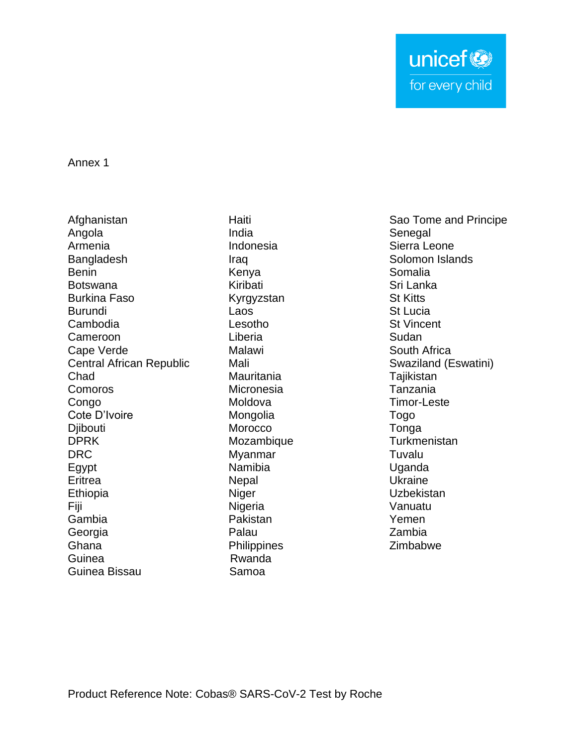Annex 1

Afghanistan
Angola
Armenia
Bangladesh
Benin
Botswana
Burkina Faso
Burundi
Cambodia
Cameroon
Cape Verde
Central African Republic
Chad
Comoros
Congo
Cote D'Ivoire
Djibouti
DPRK
DRC
Egypt
Eritrea
Ethiopia
Fiji
Gambia
Georgia
Ghana
Guinea
Guinea Bissau
Haiti
India
Indonesia
Iraq
Kenya
Kiribati
Kyrgyzstan
Laos
Lesotho
Liberia
Malawi
Mali
Mauritania
Micronesia
Moldova
Mongolia
Morocco
Mozambique
Myanmar
Namibia
Nepal
Niger
Nigeria
Pakistan
Palau
Philippines
Rwanda
Samoa
Sao Tome and Principe
Senegal
Sierra Leone
Solomon Islands
Somalia
Sri Lanka
St Kitts
St Lucia
St Vincent
Sudan
South Africa
Swaziland (Eswatini)
Tajikistan
Tanzania
Timor-Leste
Togo
Tonga
Turkmenistan
Tuvalu
Uganda
Ukraine
Uzbekistan
Vanuatu
Yemen
Zambia
Zimbabwe

Product Reference Note: Cobas® SARS-CoV-2 Test by Roche